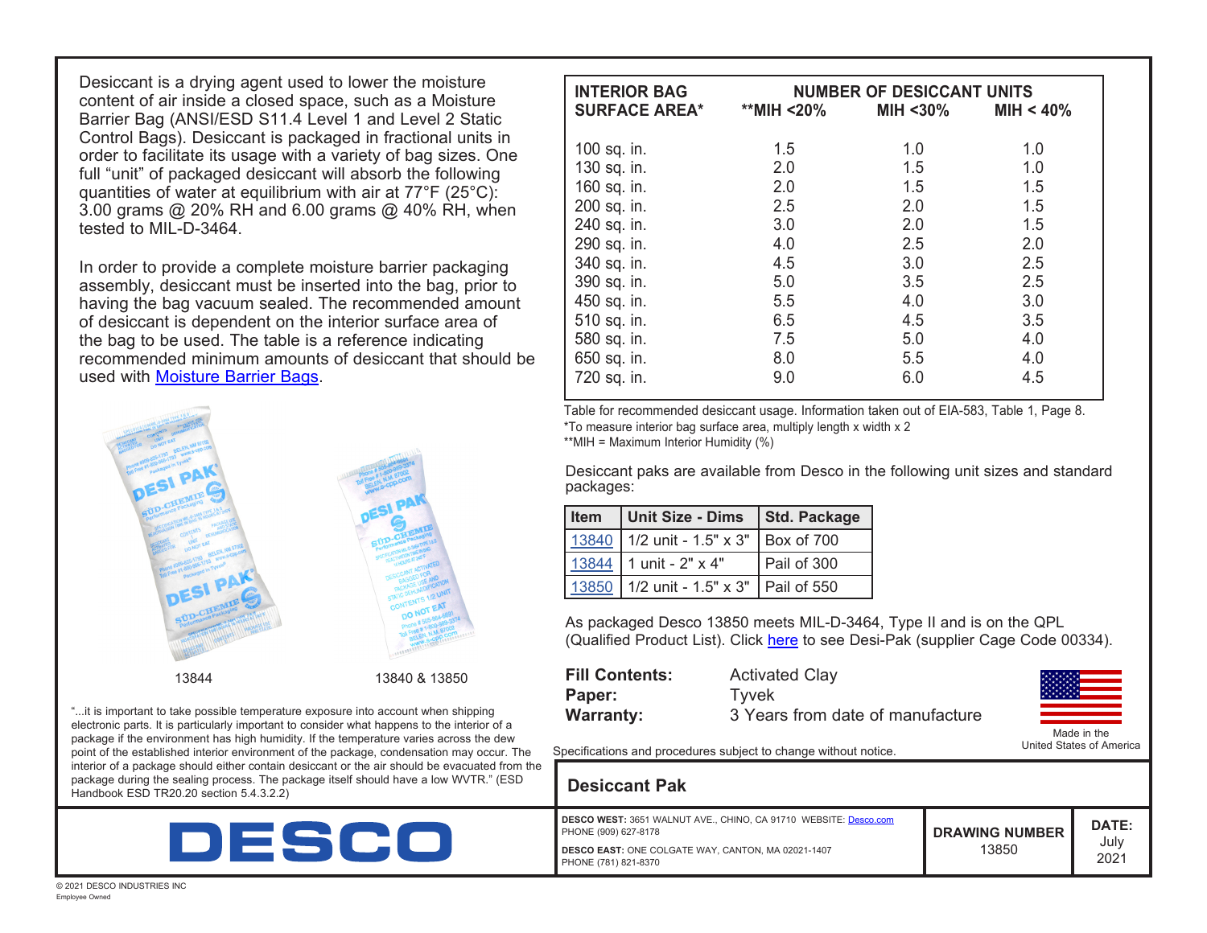Desiccant is a drying agent used to lower the moisture content of air inside a closed space, such as a Moisture Barrier Bag (ANSI/ESD S11.4 Level 1 and Level 2 Static Control Bags). Desiccant is packaged in fractional units in order to facilitate its usage with a variety of bag sizes. One full "unit" of packaged desiccant will absorb the following quantities of water at equilibrium with air at 77°F (25°C): 3.00 grams @ 20% RH and 6.00 grams @ 40% RH, when tested to MIL-D-3464.

In order to provide a complete moisture barrier packaging assembly, desiccant must be inserted into the bag, prior to having the bag vacuum sealed. The recommended amount of desiccant is dependent on the interior surface area of the bag to be used. The table is a reference indicating recommended minimum amounts of desiccant that should be used with Moisture Barrier Bags.

13844

13840 & 13850

"...it is important to take possible temperature exposure into account when shipping electronic parts. It is particularly important to consider what happens to the interior of a package if the environment has high humidity. If the temperature varies across the dew point of the established interior environment of the package, condensation may occur. The interior of a package should either contain desiccant or the air should be evacuated from the package during the sealing process. The package itself should have a low WVTR." (ESD Handbook ESD TR20.20 section 5.4.3.2.2)

| INTERIOR BAG SURFACE AREA* | NUMBER OF DESICCANT UNITS | | |
|---|---|---|---|
| | **MIH <20% | MIH <30% | MIH < 40% |
| 100 sq. in. | 1.5 | 1.0 | 1.0 |
| 130 sq. in. | 2.0 | 1.5 | 1.0 |
| 160 sq. in. | 2.0 | 1.5 | 1.5 |
| 200 sq. in. | 2.5 | 2.0 | 1.5 |
| 240 sq. in. | 3.0 | 2.0 | 1.5 |
| 290 sq. in. | 4.0 | 2.5 | 2.0 |
| 340 sq. in. | 4.5 | 3.0 | 2.5 |
| 390 sq. in. | 5.0 | 3.5 | 2.5 |
| 450 sq. in. | 5.5 | 4.0 | 3.0 |
| 510 sq. in. | 6.5 | 4.5 | 3.5 |
| 580 sq. in. | 7.5 | 5.0 | 4.0 |
| 650 sq. in. | 8.0 | 5.5 | 4.0 |
| 720 sq. in. | 9.0 | 6.0 | 4.5 |

Table for recommended desiccant usage. Information taken out of EIA-583, Table 1, Page 8.
*To measure interior bag surface area, multiply length x width x 2
**MIH = Maximum Interior Humidity (%)

Desiccant paks are available from Desco in the following unit sizes and standard packages:

| Item | Unit Size - Dims | Std. Package |
|---|---|---|
| 13840 | 1/2 unit - 1.5" x 3" | Box of 700 |
| 13844 | 1 unit - 2" x 4" | Pail of 300 |
| 13850 | 1/2 unit - 1.5" x 3" | Pail of 550 |

As packaged Desco 13850 meets MIL-D-3464, Type II and is on the QPL (Qualified Product List). Click here to see Desi-Pak (supplier Cage Code 00334).

**Fill Contents:** Activated Clay
**Paper:** Tyvek
**Warranty:** 3 Years from date of manufacture

Made in the United States of America

Specifications and procedures subject to change without notice.

## Desiccant Pak

DESCO

**DESCO WEST:** 3651 WALNUT AVE., CHINO, CA 91710 WEBSITE: Desco.com
PHONE (909) 627-8178

**DESCO EAST:** ONE COLGATE WAY, CANTON, MA 02021-1407
PHONE (781) 821-8370

**DRAWING NUMBER** 13850

**DATE:** July 2021

© 2021 DESCO INDUSTRIES INC
Employee Owned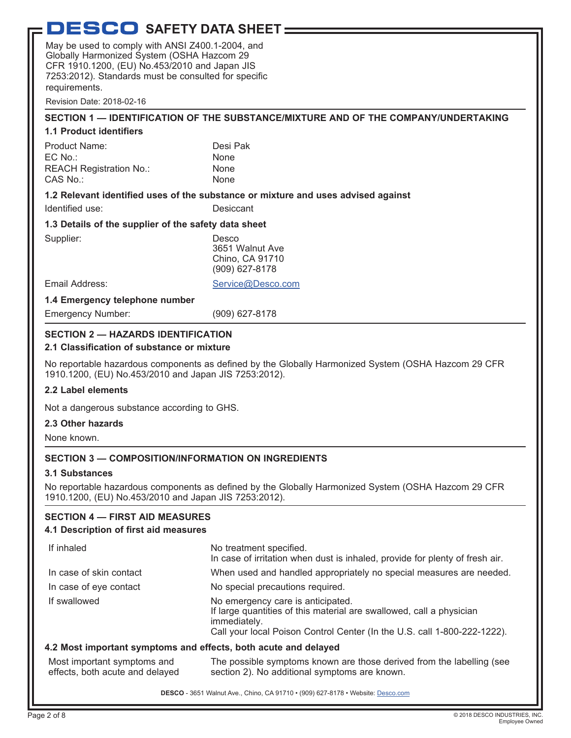# DESCO SAFETY DATA SHEET

May be used to comply with ANSI Z400.1-2004, and Globally Harmonized System (OSHA Hazcom 29 CFR 1910.1200, (EU) No.453/2010 and Japan JIS 7253:2012). Standards must be consulted for specific requirements.

Revision Date: 2018-02-16

## SECTION 1 — IDENTIFICATION OF THE SUBSTANCE/MIXTURE AND OF THE COMPANY/UNDERTAKING

### 1.1 Product identifiers

| | |
|---|---|
| Product Name: | Desi Pak |
| EC No.: | None |
| REACH Registration No.: | None |
| CAS No.: | None |

### 1.2 Relevant identified uses of the substance or mixture and uses advised against

| | |
|---|---|
| Identified use: | Desiccant |

### 1.3 Details of the supplier of the safety data sheet

| | |
|---|---|
| Supplier: | Desco<br>3651 Walnut Ave<br>Chino, CA 91710<br>(909) 627-8178 |
| Email Address: | Service@Desco.com |

### 1.4 Emergency telephone number

| | |
|---|---|
| Emergency Number: | (909) 627-8178 |

## SECTION 2 — HAZARDS IDENTIFICATION

### 2.1 Classification of substance or mixture

No reportable hazardous components as defined by the Globally Harmonized System (OSHA Hazcom 29 CFR 1910.1200, (EU) No.453/2010 and Japan JIS 7253:2012).

### 2.2 Label elements

Not a dangerous substance according to GHS.

### 2.3 Other hazards

None known.

## SECTION 3 — COMPOSITION/INFORMATION ON INGREDIENTS

### 3.1 Substances

No reportable hazardous components as defined by the Globally Harmonized System (OSHA Hazcom 29 CFR 1910.1200, (EU) No.453/2010 and Japan JIS 7253:2012).

## SECTION 4 — FIRST AID MEASURES

### 4.1 Description of first aid measures

| | |
|---|---|
| If inhaled | No treatment specified.<br>In case of irritation when dust is inhaled, provide for plenty of fresh air. |
| In case of skin contact | When used and handled appropriately no special measures are needed. |
| In case of eye contact | No special precautions required. |
| If swallowed | No emergency care is anticipated.<br>If large quantities of this material are swallowed, call a physician immediately.<br>Call your local Poison Control Center (In the U.S. call 1-800-222-1222). |

### 4.2 Most important symptoms and effects, both acute and delayed

| | |
|---|---|
| Most important symptoms and effects, both acute and delayed | The possible symptoms known are those derived from the labelling (see section 2). No additional symptoms are known. |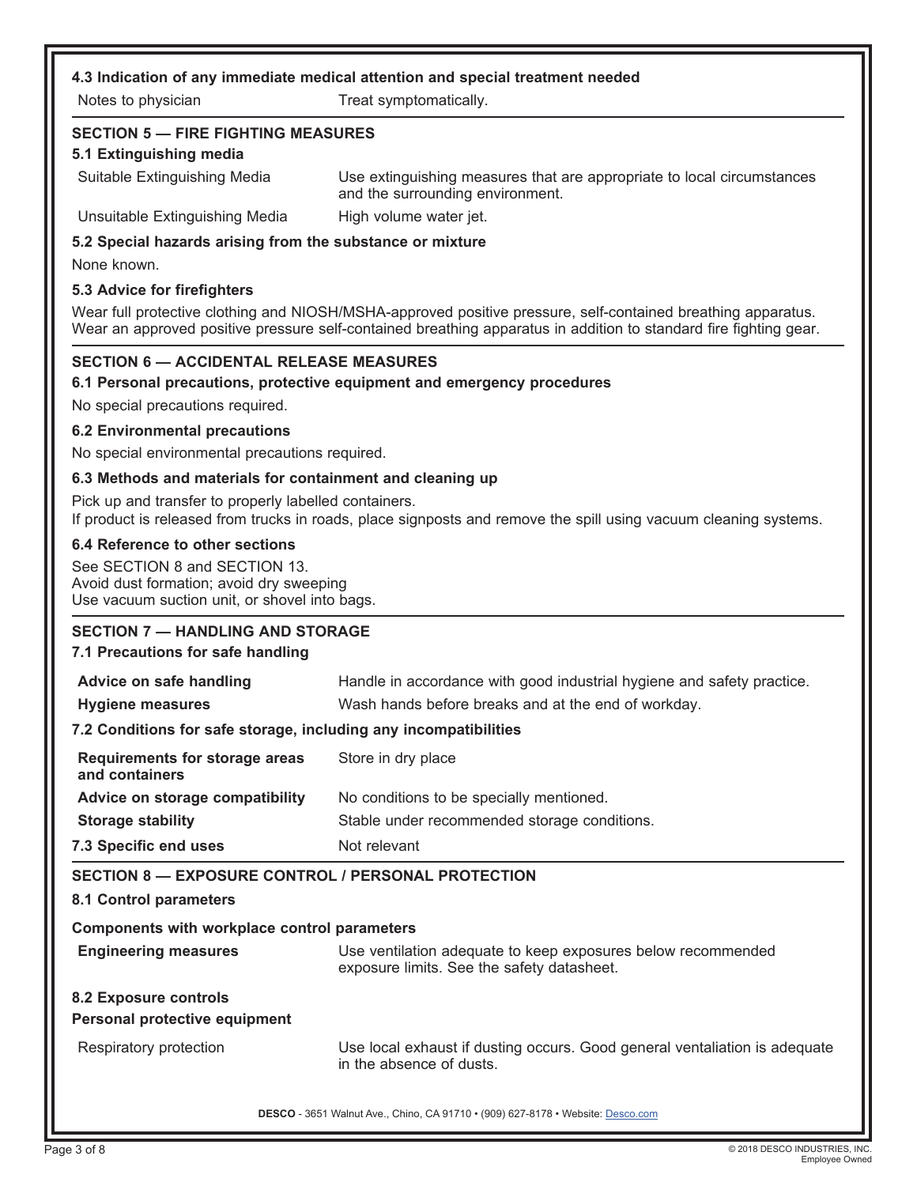### 4.3 Indication of any immediate medical attention and special treatment needed

| | |
|---|---|
| Notes to physician | Treat symptomatically. |

## SECTION 5 — FIRE FIGHTING MEASURES

### 5.1 Extinguishing media

| | |
|---|---|
| Suitable Extinguishing Media | Use extinguishing measures that are appropriate to local circumstances and the surrounding environment. |
| Unsuitable Extinguishing Media | High volume water jet. |

### 5.2 Special hazards arising from the substance or mixture

None known.

### 5.3 Advice for firefighters

Wear full protective clothing and NIOSH/MSHA-approved positive pressure, self-contained breathing apparatus. Wear an approved positive pressure self-contained breathing apparatus in addition to standard fire fighting gear.

## SECTION 6 — ACCIDENTAL RELEASE MEASURES

### 6.1 Personal precautions, protective equipment and emergency procedures

No special precautions required.

### 6.2 Environmental precautions

No special environmental precautions required.

### 6.3 Methods and materials for containment and cleaning up

Pick up and transfer to properly labelled containers.
If product is released from trucks in roads, place signposts and remove the spill using vacuum cleaning systems.

### 6.4 Reference to other sections

See SECTION 8 and SECTION 13.
Avoid dust formation; avoid dry sweeping
Use vacuum suction unit, or shovel into bags.

## SECTION 7 — HANDLING AND STORAGE

### 7.1 Precautions for safe handling

| | |
|---|---|
| **Advice on safe handling** | Handle in accordance with good industrial hygiene and safety practice. |
| **Hygiene measures** | Wash hands before breaks and at the end of workday. |

### 7.2 Conditions for safe storage, including any incompatibilities

| | |
|---|---|
| **Requirements for storage areas and containers** | Store in dry place |
| **Advice on storage compatibility** | No conditions to be specially mentioned. |
| **Storage stability** | Stable under recommended storage conditions. |

### 7.3 Specific end uses

Not relevant

## SECTION 8 — EXPOSURE CONTROL / PERSONAL PROTECTION

### 8.1 Control parameters

**Components with workplace control parameters**

| | |
|---|---|
| **Engineering measures** | Use ventilation adequate to keep exposures below recommended exposure limits. See the safety datasheet. |

### 8.2 Exposure controls

**Personal protective equipment**

| | |
|---|---|
| Respiratory protection | Use local exhaust if dusting occurs. Good general ventaliation is adequate in the absence of dusts. |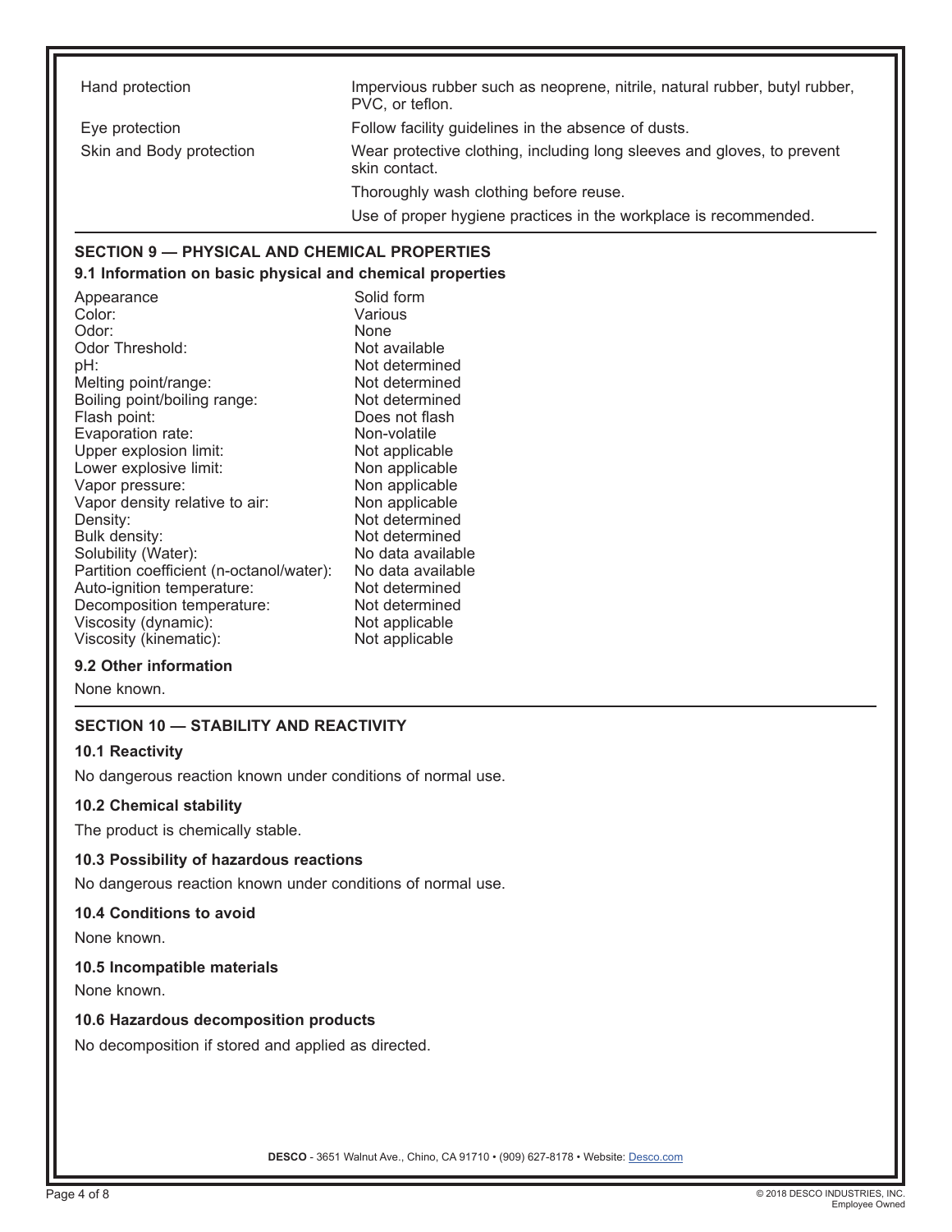| | |
|---|---|
| Hand protection | Impervious rubber such as neoprene, nitrile, natural rubber, butyl rubber, PVC, or teflon. |
| Eye protection | Follow facility guidelines in the absence of dusts. |
| Skin and Body protection | Wear protective clothing, including long sleeves and gloves, to prevent skin contact. |
| | Thoroughly wash clothing before reuse. |
| | Use of proper hygiene practices in the workplace is recommended. |

## SECTION 9 — PHYSICAL AND CHEMICAL PROPERTIES

### 9.1 Information on basic physical and chemical properties

| | |
|---|---|
| Appearance | Solid form |
| Color: | Various |
| Odor: | None |
| Odor Threshold: | Not available |
| pH: | Not determined |
| Melting point/range: | Not determined |
| Boiling point/boiling range: | Not determined |
| Flash point: | Does not flash |
| Evaporation rate: | Non-volatile |
| Upper explosion limit: | Not applicable |
| Lower explosive limit: | Non applicable |
| Vapor pressure: | Non applicable |
| Vapor density relative to air: | Non applicable |
| Density: | Not determined |
| Bulk density: | Not determined |
| Solubility (Water): | No data available |
| Partition coefficient (n-octanol/water): | No data available |
| Auto-ignition temperature: | Not determined |
| Decomposition temperature: | Not determined |
| Viscosity (dynamic): | Not applicable |
| Viscosity (kinematic): | Not applicable |

### 9.2 Other information

None known.

## SECTION 10 — STABILITY AND REACTIVITY

### 10.1 Reactivity

No dangerous reaction known under conditions of normal use.

### 10.2 Chemical stability

The product is chemically stable.

### 10.3 Possibility of hazardous reactions

No dangerous reaction known under conditions of normal use.

### 10.4 Conditions to avoid

None known.

### 10.5 Incompatible materials

None known.

### 10.6 Hazardous decomposition products

No decomposition if stored and applied as directed.

**DESCO** - 3651 Walnut Ave., Chino, CA 91710 • (909) 627-8178 • Website: Desco.com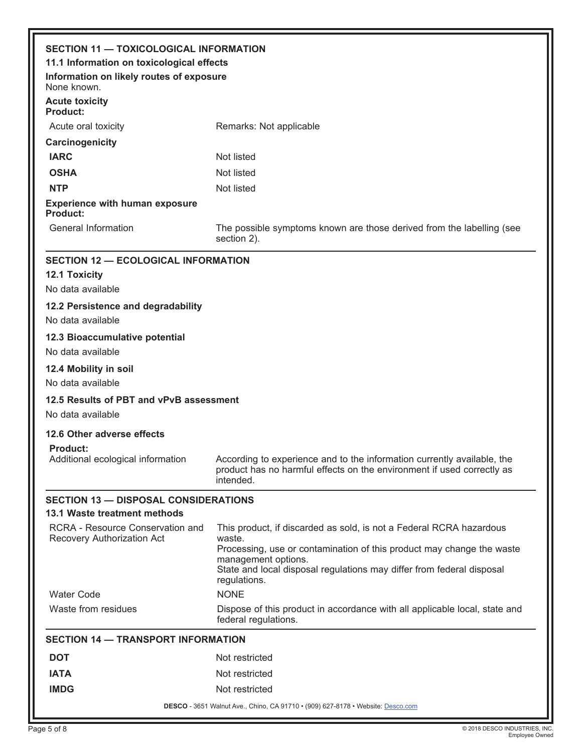## SECTION 11 — TOXICOLOGICAL INFORMATION

### 11.1 Information on toxicological effects

**Information on likely routes of exposure**

None known.

**Acute toxicity**

**Product:**

| | |
|---|---|
| Acute oral toxicity | Remarks: Not applicable |

**Carcinogenicity**

| | |
|---|---|
| **IARC** | Not listed |
| **OSHA** | Not listed |
| **NTP** | Not listed |

**Experience with human exposure**

**Product:**

| | |
|---|---|
| General Information | The possible symptoms known are those derived from the labelling (see section 2). |

## SECTION 12 — ECOLOGICAL INFORMATION

### 12.1 Toxicity

No data available

### 12.2 Persistence and degradability

No data available

### 12.3 Bioaccumulative potential

No data available

### 12.4 Mobility in soil

No data available

### 12.5 Results of PBT and vPvB assessment

No data available

### 12.6 Other adverse effects

**Product:**

| | |
|---|---|
| Additional ecological information | According to experience and to the information currently available, the product has no harmful effects on the environment if used correctly as intended. |

## SECTION 13 — DISPOSAL CONSIDERATIONS

### 13.1 Waste treatment methods

| | |
|---|---|
| RCRA - Resource Conservation and Recovery Authorization Act | This product, if discarded as sold, is not a Federal RCRA hazardous waste.<br>Processing, use or contamination of this product may change the waste management options.<br>State and local disposal regulations may differ from federal disposal regulations. |
| Water Code | NONE |
| Waste from residues | Dispose of this product in accordance with all applicable local, state and federal regulations. |

## SECTION 14 — TRANSPORT INFORMATION

| | |
|---|---|
| **DOT** | Not restricted |
| **IATA** | Not restricted |
| **IMDG** | Not restricted |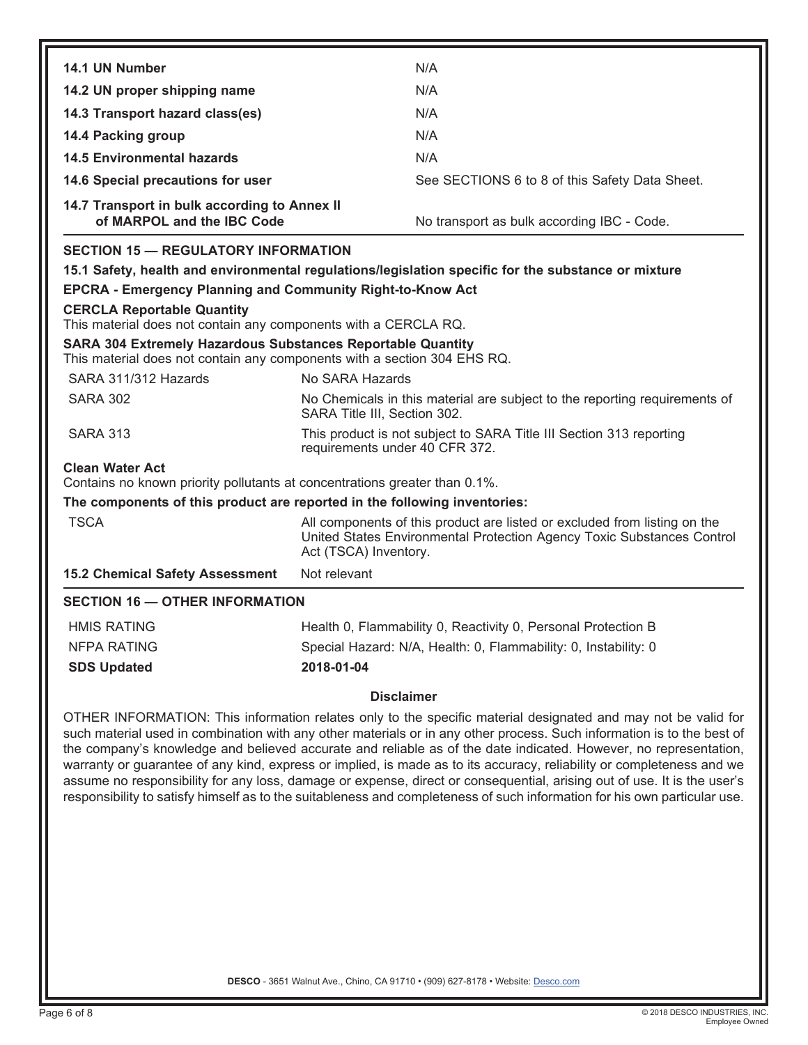| | |
|---|---|
| **14.1 UN Number** | N/A |
| **14.2 UN proper shipping name** | N/A |
| **14.3 Transport hazard class(es)** | N/A |
| **14.4 Packing group** | N/A |
| **14.5 Environmental hazards** | N/A |
| **14.6 Special precautions for user** | See SECTIONS 6 to 8 of this Safety Data Sheet. |
| **14.7 Transport in bulk according to Annex II of MARPOL and the IBC Code** | No transport as bulk according IBC - Code. |

## SECTION 15 — REGULATORY INFORMATION

**15.1 Safety, health and environmental regulations/legislation specific for the substance or mixture**

**EPCRA - Emergency Planning and Community Right-to-Know Act**

**CERCLA Reportable Quantity**
This material does not contain any components with a CERCLA RQ.

**SARA 304 Extremely Hazardous Substances Reportable Quantity**
This material does not contain any components with a section 304 EHS RQ.

| | |
|---|---|
| SARA 311/312 Hazards | No SARA Hazards |
| SARA 302 | No Chemicals in this material are subject to the reporting requirements of SARA Title III, Section 302. |
| SARA 313 | This product is not subject to SARA Title III Section 313 reporting requirements under 40 CFR 372. |

**Clean Water Act**
Contains no known priority pollutants at concentrations greater than 0.1%.

**The components of this product are reported in the following inventories:**

| | |
|---|---|
| TSCA | All components of this product are listed or excluded from listing on the United States Environmental Protection Agency Toxic Substances Control Act (TSCA) Inventory. |
| **15.2 Chemical Safety Assessment** | Not relevant |

## SECTION 16 — OTHER INFORMATION

| | |
|---|---|
| HMIS RATING | Health 0, Flammability 0, Reactivity 0, Personal Protection B |
| NFPA RATING | Special Hazard: N/A, Health: 0, Flammability: 0, Instability: 0 |
| **SDS Updated** | **2018-01-04** |

**Disclaimer**

OTHER INFORMATION: This information relates only to the specific material designated and may not be valid for such material used in combination with any other materials or in any other process. Such information is to the best of the company's knowledge and believed accurate and reliable as of the date indicated. However, no representation, warranty or guarantee of any kind, express or implied, is made as to its accuracy, reliability or completeness and we assume no responsibility for any loss, damage or expense, direct or consequential, arising out of use. It is the user's responsibility to satisfy himself as to the suitableness and completeness of such information for his own particular use.

**DESCO** - 3651 Walnut Ave., Chino, CA 91710 • (909) 627-8178 • Website: Desco.com